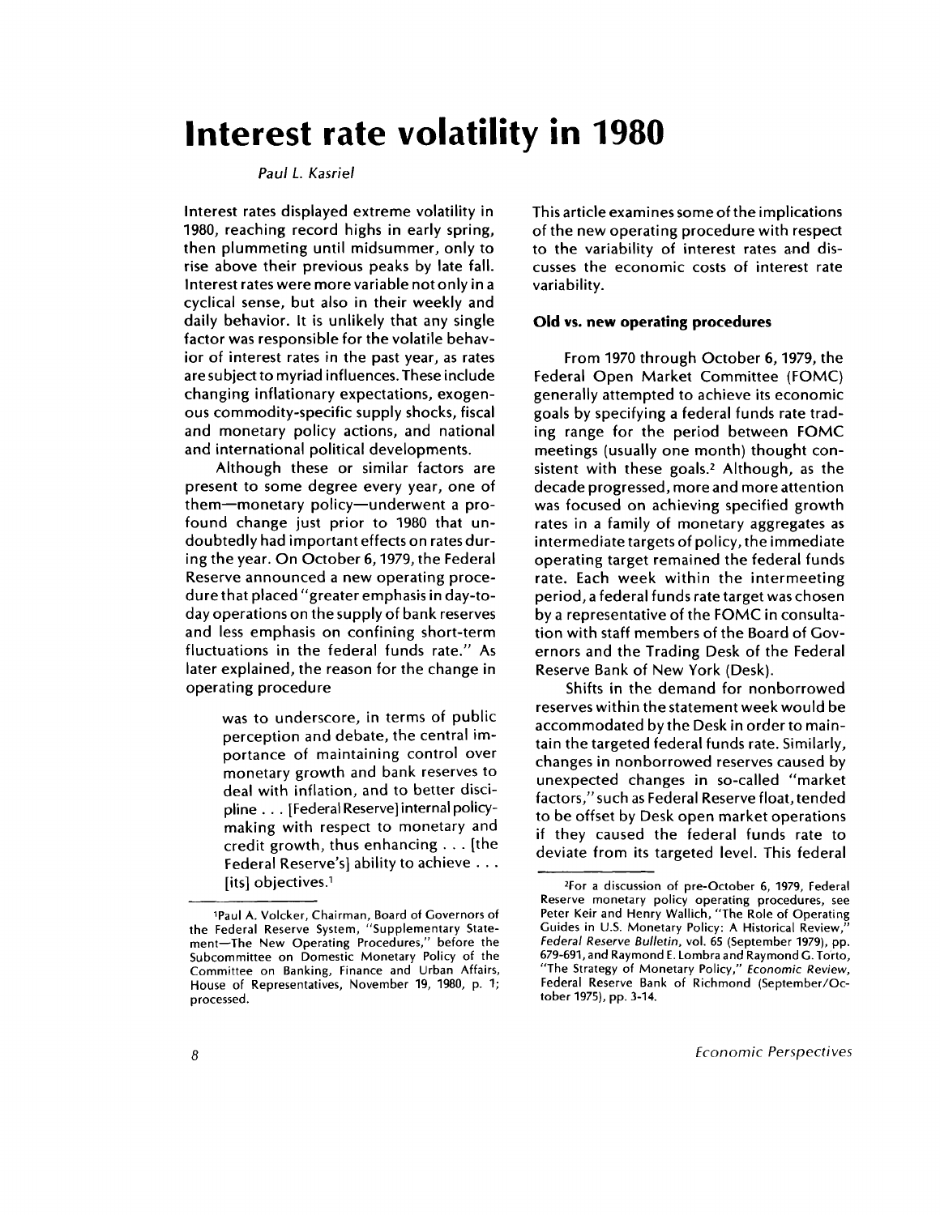# Interest rate volatility in 1980

*Paul L. Kasriel*

Interest rates displayed extreme volatility in 1980, reaching record highs in early spring, then plummeting until midsummer, only to rise above their previous peaks by late fall. Interest rates were more variable not only in a cyclical sense, but also in their weekly and daily behavior. It is unlikely that any single factor was responsible for the volatile behavior of interest rates in the past year, as rates are subject to myriad influences. These include changing inflationary expectations, exogenous commodity-specific supply shocks, fiscal and monetary policy actions, and national and international political developments.

Although these or similar factors are present to some degree every year, one of them—monetary policy—underwent a profound change just prior to 1980 that undoubtedly had important effects on rates during the year. On October 6, 1979, the Federal Reserve announced a new operating procedure that placed "greater emphasis in day-to-day operations on the supply of bank reserves and less emphasis on confining short-term fluctuations in the federal funds rate." As later explained, the reason for the change in operating procedure

> was to underscore, in terms of public perception and debate, the central importance of maintaining control over monetary growth and bank reserves to deal with inflation, and to better discipline . . . [Federal Reserve] internal policymaking with respect to monetary and credit growth, thus enhancing . . . [the Federal Reserve's] ability to achieve . . . [its] objectives.[1]

This article examines some of the implications of the new operating procedure with respect to the variability of interest rates and discusses the economic costs of interest rate variability.

### Old vs. new operating procedures

From 1970 through October 6, 1979, the Federal Open Market Committee (FOMC) generally attempted to achieve its economic goals by specifying a federal funds rate trading range for the period between FOMC meetings (usually one month) thought consistent with these goals.[2] Although, as the decade progressed, more and more attention was focused on achieving specified growth rates in a family of monetary aggregates as intermediate targets of policy, the immediate operating target remained the federal funds rate. Each week within the intermeeting period, a federal funds rate target was chosen by a representative of the FOMC in consultation with staff members of the Board of Governors and the Trading Desk of the Federal Reserve Bank of New York (Desk).

Shifts in the demand for nonborrowed reserves within the statement week would be accommodated by the Desk in order to maintain the targeted federal funds rate. Similarly, changes in nonborrowed reserves caused by unexpected changes in so-called "market factors," such as Federal Reserve float, tended to be offset by Desk open market operations if they caused the federal funds rate to deviate from its targeted level. This federal

---

[1] Paul A. Volcker, Chairman, Board of Governors of the Federal Reserve System, "Supplementary Statement—The New Operating Procedures," before the Subcommittee on Domestic Monetary Policy of the Committee on Banking, Finance and Urban Affairs, House of Representatives, November 19, 1980, p. 1; processed.

[2] For a discussion of pre-October 6, 1979, Federal Reserve monetary policy operating procedures, see Peter Keir and Henry Wallich, "The Role of Operating Guides in U.S. Monetary Policy: A Historical Review," *Federal Reserve Bulletin*, vol. 65 (September 1979), pp. 679-691, and Raymond E. Lombra and Raymond G. Torto, "The Strategy of Monetary Policy," *Economic Review*, Federal Reserve Bank of Richmond (September/October 1975), pp. 3-14.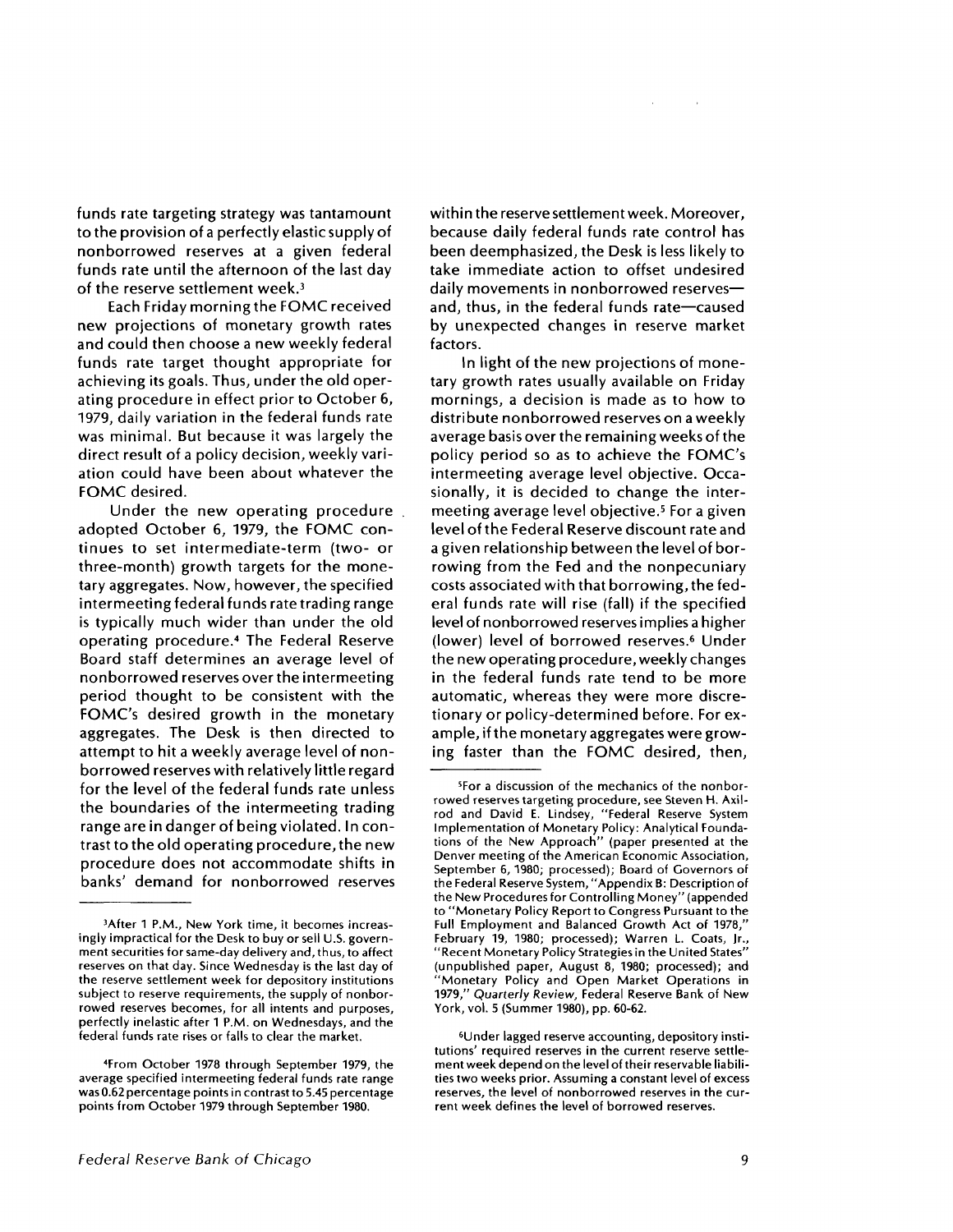funds rate targeting strategy was tantamount to the provision of a perfectly elastic supply of nonborrowed reserves at a given federal funds rate until the afternoon of the last day of the reserve settlement week.[3]

Each Friday morning the FOMC received new projections of monetary growth rates and could then choose a new weekly federal funds rate target thought appropriate for achieving its goals. Thus, under the old operating procedure in effect prior to October 6, 1979, daily variation in the federal funds rate was minimal. But because it was largely the direct result of a policy decision, weekly variation could have been about whatever the FOMC desired.

Under the new operating procedure adopted October 6, 1979, the FOMC continues to set intermediate-term (two- or three-month) growth targets for the monetary aggregates. Now, however, the specified intermeeting federal funds rate trading range is typically much wider than under the old operating procedure.[4] The Federal Reserve Board staff determines an average level of nonborrowed reserves over the intermeeting period thought to be consistent with the FOMC's desired growth in the monetary aggregates. The Desk is then directed to attempt to hit a weekly average level of nonborrowed reserves with relatively little regard for the level of the federal funds rate unless the boundaries of the intermeeting trading range are in danger of being violated. In contrast to the old operating procedure, the new procedure does not accommodate shifts in banks' demand for nonborrowed reserves within the reserve settlement week. Moreover, because daily federal funds rate control has been deemphasized, the Desk is less likely to take immediate action to offset undesired daily movements in nonborrowed reserves—and, thus, in the federal funds rate—caused by unexpected changes in reserve market factors.

In light of the new projections of monetary growth rates usually available on Friday mornings, a decision is made as to how to distribute nonborrowed reserves on a weekly average basis over the remaining weeks of the policy period so as to achieve the FOMC's intermeeting average level objective. Occasionally, it is decided to change the intermeeting average level objective.[5] For a given level of the Federal Reserve discount rate and a given relationship between the level of borrowing from the Fed and the nonpecuniary costs associated with that borrowing, the federal funds rate will rise (fall) if the specified level of nonborrowed reserves implies a higher (lower) level of borrowed reserves.[6] Under the new operating procedure, weekly changes in the federal funds rate tend to be more automatic, whereas they were more discretionary or policy-determined before. For example, if the monetary aggregates were growing faster than the FOMC desired, then,

---

[3]After 1 P.M., New York time, it becomes increasingly impractical for the Desk to buy or sell U.S. government securities for same-day delivery and, thus, to affect reserves on that day. Since Wednesday is the last day of the reserve settlement week for depository institutions subject to reserve requirements, the supply of nonborrowed reserves becomes, for all intents and purposes, perfectly inelastic after 1 P.M. on Wednesdays, and the federal funds rate rises or falls to clear the market.

[4]From October 1978 through September 1979, the average specified intermeeting federal funds rate range was 0.62 percentage points in contrast to 5.45 percentage points from October 1979 through September 1980.

[5]For a discussion of the mechanics of the nonborrowed reserves targeting procedure, see Steven H. Axilrod and David E. Lindsey, "Federal Reserve System Implementation of Monetary Policy: Analytical Foundations of the New Approach" (paper presented at the Denver meeting of the American Economic Association, September 6, 1980; processed); Board of Governors of the Federal Reserve System, "Appendix B: Description of the New Procedures for Controlling Money" (appended to "Monetary Policy Report to Congress Pursuant to the Full Employment and Balanced Growth Act of 1978," February 19, 1980; processed); Warren L. Coats, Jr., "Recent Monetary Policy Strategies in the United States" (unpublished paper, August 8, 1980; processed); and "Monetary Policy and Open Market Operations in 1979," *Quarterly Review*, Federal Reserve Bank of New York, vol. 5 (Summer 1980), pp. 60-62.

[6]Under lagged reserve accounting, depository institutions' required reserves in the current reserve settlement week depend on the level of their reservable liabilities two weeks prior. Assuming a constant level of excess reserves, the level of nonborrowed reserves in the current week defines the level of borrowed reserves.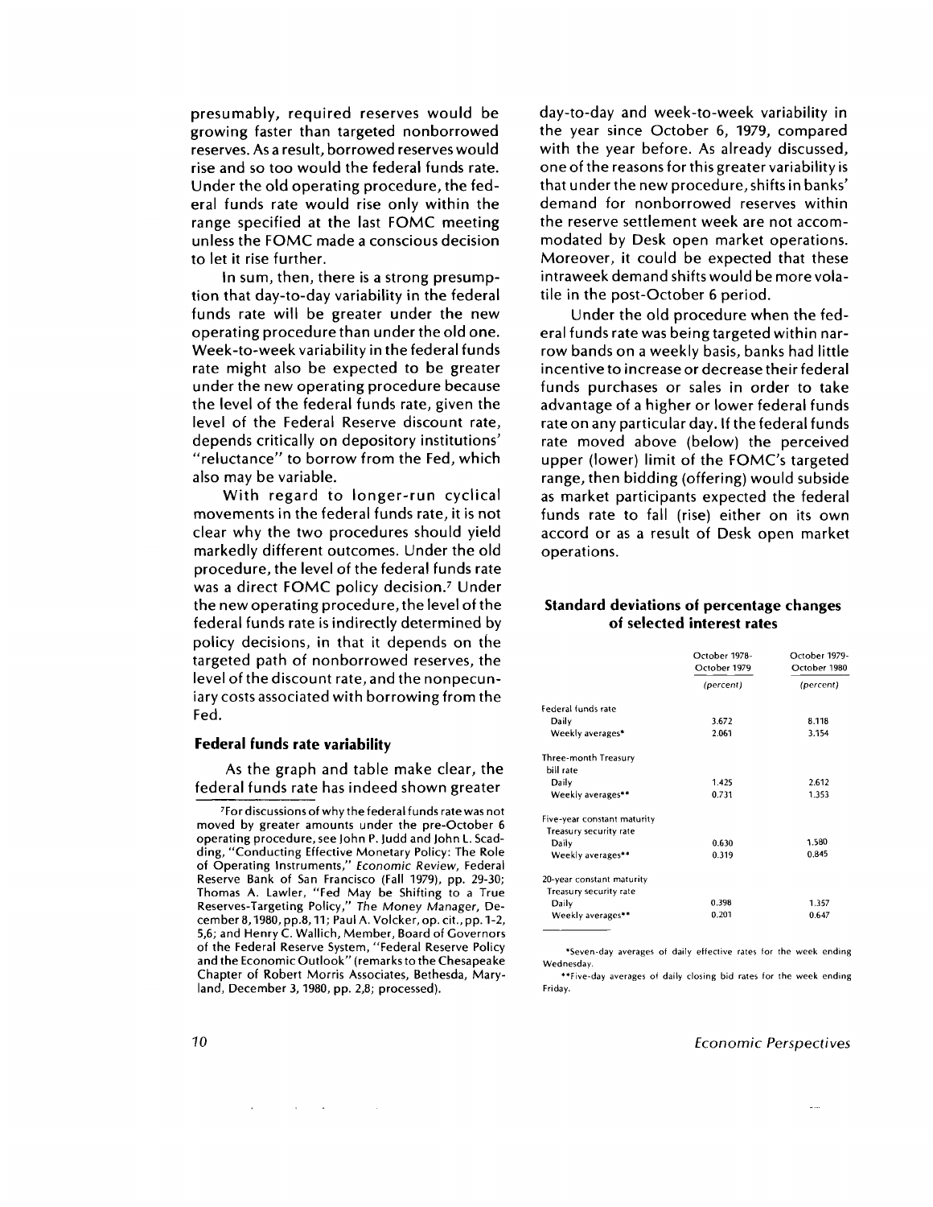presumably, required reserves would be growing faster than targeted nonborrowed reserves. As a result, borrowed reserves would rise and so too would the federal funds rate. Under the old operating procedure, the federal funds rate would rise only within the range specified at the last FOMC meeting unless the FOMC made a conscious decision to let it rise further.

In sum, then, there is a strong presumption that day-to-day variability in the federal funds rate will be greater under the new operating procedure than under the old one. Week-to-week variability in the federal funds rate might also be expected to be greater under the new operating procedure because the level of the federal funds rate, given the level of the Federal Reserve discount rate, depends critically on depository institutions' "reluctance" to borrow from the Fed, which also may be variable.

With regard to longer-run cyclical movements in the federal funds rate, it is not clear why the two procedures should yield markedly different outcomes. Under the old procedure, the level of the federal funds rate was a direct FOMC policy decision.[7] Under the new operating procedure, the level of the federal funds rate is indirectly determined by policy decisions, in that it depends on the targeted path of nonborrowed reserves, the level of the discount rate, and the nonpecuniary costs associated with borrowing from the Fed.

### Federal funds rate variability

As the graph and table make clear, the federal funds rate has indeed shown greater day-to-day and week-to-week variability in the year since October 6, 1979, compared with the year before. As already discussed, one of the reasons for this greater variability is that under the new procedure, shifts in banks' demand for nonborrowed reserves within the reserve settlement week are not accommodated by Desk open market operations. Moreover, it could be expected that these intraweek demand shifts would be more volatile in the post-October 6 period.

Under the old procedure when the federal funds rate was being targeted within narrow bands on a weekly basis, banks had little incentive to increase or decrease their federal funds purchases or sales in order to take advantage of a higher or lower federal funds rate on any particular day. If the federal funds rate moved above (below) the perceived upper (lower) limit of the FOMC's targeted range, then bidding (offering) would subside as market participants expected the federal funds rate to fall (rise) either on its own accord or as a result of Desk open market operations.

[7]For discussions of why the federal funds rate was not moved by greater amounts under the pre-October 6 operating procedure, see John P. Judd and John L. Scadding, "Conducting Effective Monetary Policy: The Role of Operating Instruments," *Economic Review*, Federal Reserve Bank of San Francisco (Fall 1979), pp. 29-30; Thomas A. Lawler, "Fed May be Shifting to a True Reserves-Targeting Policy," *The Money Manager*, December 8, 1980, pp. 8, 11; Paul A. Volcker, op. cit., pp. 1-2, 5,6; and Henry C. Wallich, Member, Board of Governors of the Federal Reserve System, "Federal Reserve Policy and the Economic Outlook" (remarks to the Chesapeake Chapter of Robert Morris Associates, Bethesda, Maryland, December 3, 1980, pp. 2,8; processed).

### Standard deviations of percentage changes of selected interest rates

| | October 1978-October 1979 | October 1979-October 1980 |
|---|---|---|
| | *(percent)* | *(percent)* |
| Federal funds rate | | |
| Daily | 3.672 | 8.118 |
| Weekly averages* | 2.061 | 3.154 |
| Three-month Treasury bill rate | | |
| Daily | 1.425 | 2.612 |
| Weekly averages** | 0.731 | 1.353 |
| Five-year constant maturity Treasury security rate | | |
| Daily | 0.630 | 1.580 |
| Weekly averages** | 0.319 | 0.845 |
| 20-year constant maturity Treasury security rate | | |
| Daily | 0.398 | 1.357 |
| Weekly averages** | 0.201 | 0.647 |

*Seven-day averages of daily effective rates for the week ending Wednesday.

**Five-day averages of daily closing bid rates for the week ending Friday.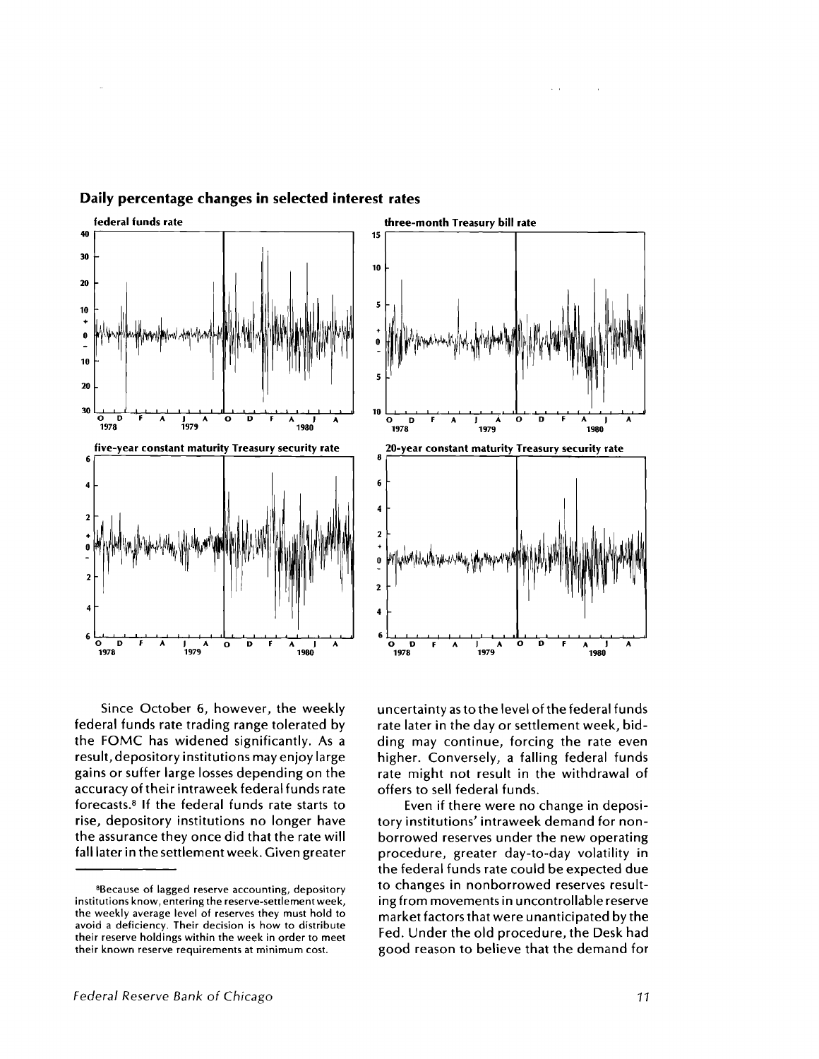## Daily percentage changes in selected interest rates

federal funds rate

three-month Treasury bill rate

five-year constant maturity Treasury security rate

20-year constant maturity Treasury security rate

Since October 6, however, the weekly federal funds rate trading range tolerated by the FOMC has widened significantly. As a result, depository institutions may enjoy large gains or suffer large losses depending on the accuracy of their intraweek federal funds rate forecasts.[8] If the federal funds rate starts to rise, depository institutions no longer have the assurance they once did that the rate will fall later in the settlement week. Given greater uncertainty as to the level of the federal funds rate later in the day or settlement week, bidding may continue, forcing the rate even higher. Conversely, a falling federal funds rate might not result in the withdrawal of offers to sell federal funds.

Even if there were no change in depository institutions' intraweek demand for nonborrowed reserves under the new operating procedure, greater day-to-day volatility in the federal funds rate could be expected due to changes in nonborrowed reserves resulting from movements in uncontrollable reserve market factors that were unanticipated by the Fed. Under the old procedure, the Desk had good reason to believe that the demand for

---

[8]Because of lagged reserve accounting, depository institutions know, entering the reserve-settlement week, the weekly average level of reserves they must hold to avoid a deficiency. Their decision is how to distribute their reserve holdings within the week in order to meet their known reserve requirements at minimum cost.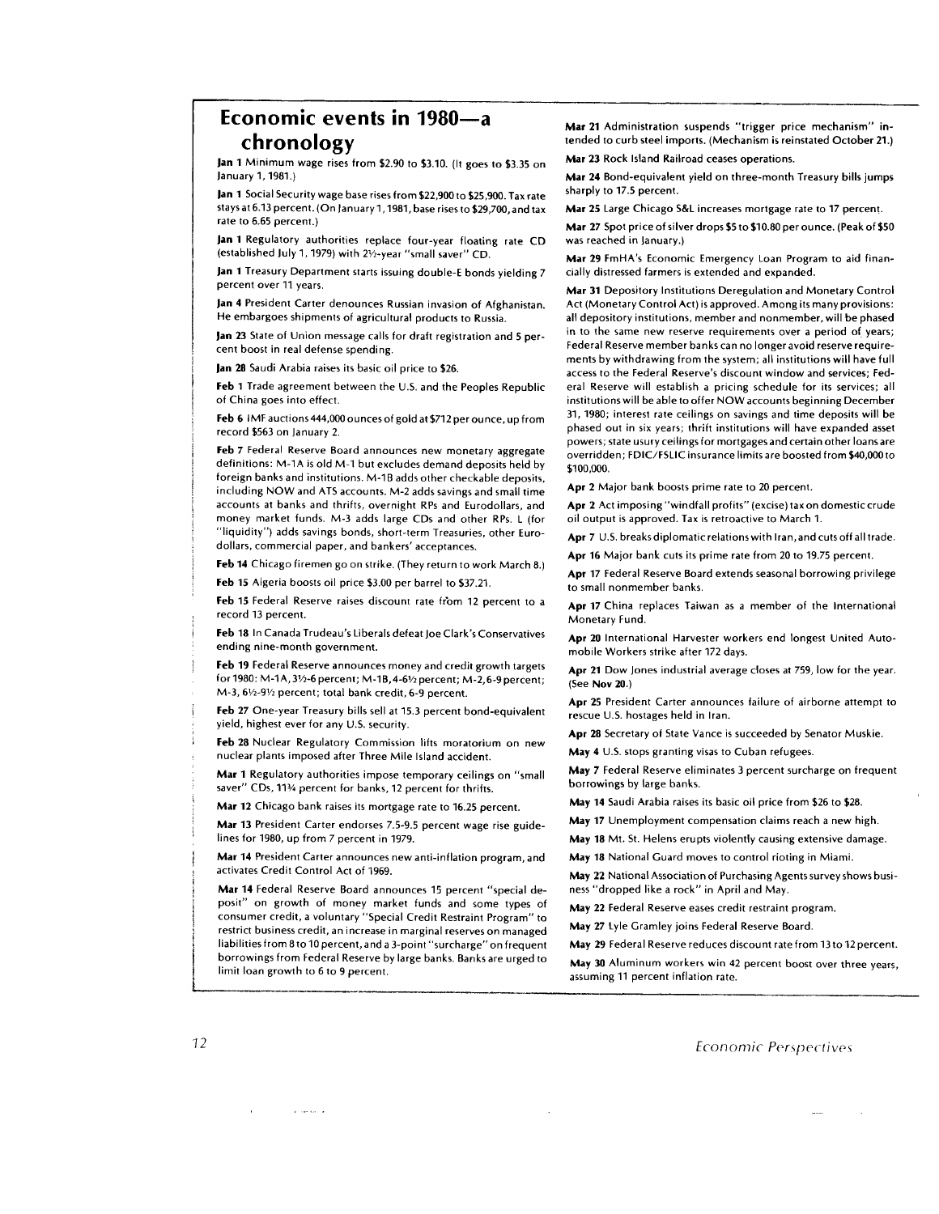# Economic events in 1980—a chronology

**Jan 1** Minimum wage rises from $2.90 to $3.10. (It goes to $3.35 on January 1, 1981.)

**Jan 1** Social Security wage base rises from $22,900 to $25,900. Tax rate stays at 6.13 percent. (On January 1, 1981, base rises to $29,700, and tax rate to 6.65 percent.)

**Jan 1** Regulatory authorities replace four-year floating rate CD (established July 1, 1979) with 2½-year "small saver" CD.

**Jan 1** Treasury Department starts issuing double-E bonds yielding 7 percent over 11 years.

**Jan 4** President Carter denounces Russian invasion of Afghanistan. He embargoes shipments of agricultural products to Russia.

**Jan 23** State of Union message calls for draft registration and 5 percent boost in real defense spending.

**Jan 28** Saudi Arabia raises its basic oil price to $26.

**Feb 1** Trade agreement between the U.S. and the Peoples Republic of China goes into effect.

**Feb 6** IMF auctions 444,000 ounces of gold at $712 per ounce, up from record $563 on January 2.

**Feb 7** Federal Reserve Board announces new monetary aggregate definitions: M-1A is old M-1 but excludes demand deposits held by foreign banks and institutions. M-1B adds other checkable deposits, including NOW and ATS accounts. M-2 adds savings and small time accounts at banks and thrifts, overnight RPs and Eurodollars, and money market funds. M-3 adds large CDs and other RPs. L (for "liquidity") adds savings bonds, short-term Treasuries, other Eurodollars, commercial paper, and bankers' acceptances.

**Feb 14** Chicago firemen go on strike. (They return to work March 8.)

**Feb 15** Algeria boosts oil price $3.00 per barrel to $37.21.

**Feb 15** Federal Reserve raises discount rate from 12 percent to a record 13 percent.

**Feb 18** In Canada Trudeau's Liberals defeat Joe Clark's Conservatives ending nine-month government.

**Feb 19** Federal Reserve announces money and credit growth targets for 1980: M-1A, 3½-6 percent; M-1B, 4-6½ percent; M-2, 6-9 percent; M-3, 6½-9½ percent; total bank credit, 6-9 percent.

**Feb 27** One-year Treasury bills sell at 15.3 percent bond-equivalent yield, highest ever for any U.S. security.

**Feb 28** Nuclear Regulatory Commission lifts moratorium on new nuclear plants imposed after Three Mile Island accident.

**Mar 1** Regulatory authorities impose temporary ceilings on "small saver" CDs, 11¾ percent for banks, 12 percent for thrifts.

**Mar 12** Chicago bank raises its mortgage rate to 16.25 percent.

**Mar 13** President Carter endorses 7.5-9.5 percent wage rise guidelines for 1980, up from 7 percent in 1979.

**Mar 14** President Carter announces new anti-inflation program, and activates Credit Control Act of 1969.

**Mar 14** Federal Reserve Board announces 15 percent "special deposit" on growth of money market funds and some types of consumer credit, a voluntary "Special Credit Restraint Program" to restrict business credit, an increase in marginal reserves on managed liabilities from 8 to 10 percent, and a 3-point "surcharge" on frequent borrowings from Federal Reserve by large banks. Banks are urged to limit loan growth to 6 to 9 percent.

**Mar 21** Administration suspends "trigger price mechanism" intended to curb steel imports. (Mechanism is reinstated October 21.)

**Mar 23** Rock Island Railroad ceases operations.

**Mar 24** Bond-equivalent yield on three-month Treasury bills jumps sharply to 17.5 percent.

**Mar 25** Large Chicago S&L increases mortgage rate to 17 percent.

**Mar 27** Spot price of silver drops $5 to $10.80 per ounce. (Peak of $50 was reached in January.)

**Mar 29** FmHA's Economic Emergency Loan Program to aid financially distressed farmers is extended and expanded.

**Mar 31** Depository Institutions Deregulation and Monetary Control Act (Monetary Control Act) is approved. Among its many provisions: all depository institutions, member and nonmember, will be phased in to the same new reserve requirements over a period of years; Federal Reserve member banks can no longer avoid reserve requirements by withdrawing from the system; all institutions will have full access to the Federal Reserve's discount window and services; Federal Reserve will establish a pricing schedule for its services; all institutions will be able to offer NOW accounts beginning December 31, 1980; interest rate ceilings on savings and time deposits will be phased out in six years; thrift institutions will have expanded asset powers; state usury ceilings for mortgages and certain other loans are overridden; FDIC/FSLIC insurance limits are boosted from $40,000 to $100,000.

**Apr 2** Major bank boosts prime rate to 20 percent.

**Apr 2** Act imposing "windfall profits" (excise) tax on domestic crude oil output is approved. Tax is retroactive to March 1.

**Apr 7** U.S. breaks diplomatic relations with Iran, and cuts off all trade.

**Apr 16** Major bank cuts its prime rate from 20 to 19.75 percent.

**Apr 17** Federal Reserve Board extends seasonal borrowing privilege to small nonmember banks.

**Apr 17** China replaces Taiwan as a member of the International Monetary Fund.

**Apr 20** International Harvester workers end longest United Automobile Workers strike after 172 days.

**Apr 21** Dow Jones industrial average closes at 759, low for the year. (See **Nov 20**.)

**Apr 25** President Carter announces failure of airborne attempt to rescue U.S. hostages held in Iran.

**Apr 28** Secretary of State Vance is succeeded by Senator Muskie.

**May 4** U.S. stops granting visas to Cuban refugees.

**May 7** Federal Reserve eliminates 3 percent surcharge on frequent borrowings by large banks.

**May 14** Saudi Arabia raises its basic oil price from $26 to $28.

**May 17** Unemployment compensation claims reach a new high.

**May 18** Mt. St. Helens erupts violently causing extensive damage.

**May 18** National Guard moves to control rioting in Miami.

**May 22** National Association of Purchasing Agents survey shows business "dropped like a rock" in April and May.

**May 22** Federal Reserve eases credit restraint program.

**May 27** Lyle Gramley joins Federal Reserve Board.

**May 29** Federal Reserve reduces discount rate from 13 to 12 percent.

**May 30** Aluminum workers win 42 percent boost over three years, assuming 11 percent inflation rate.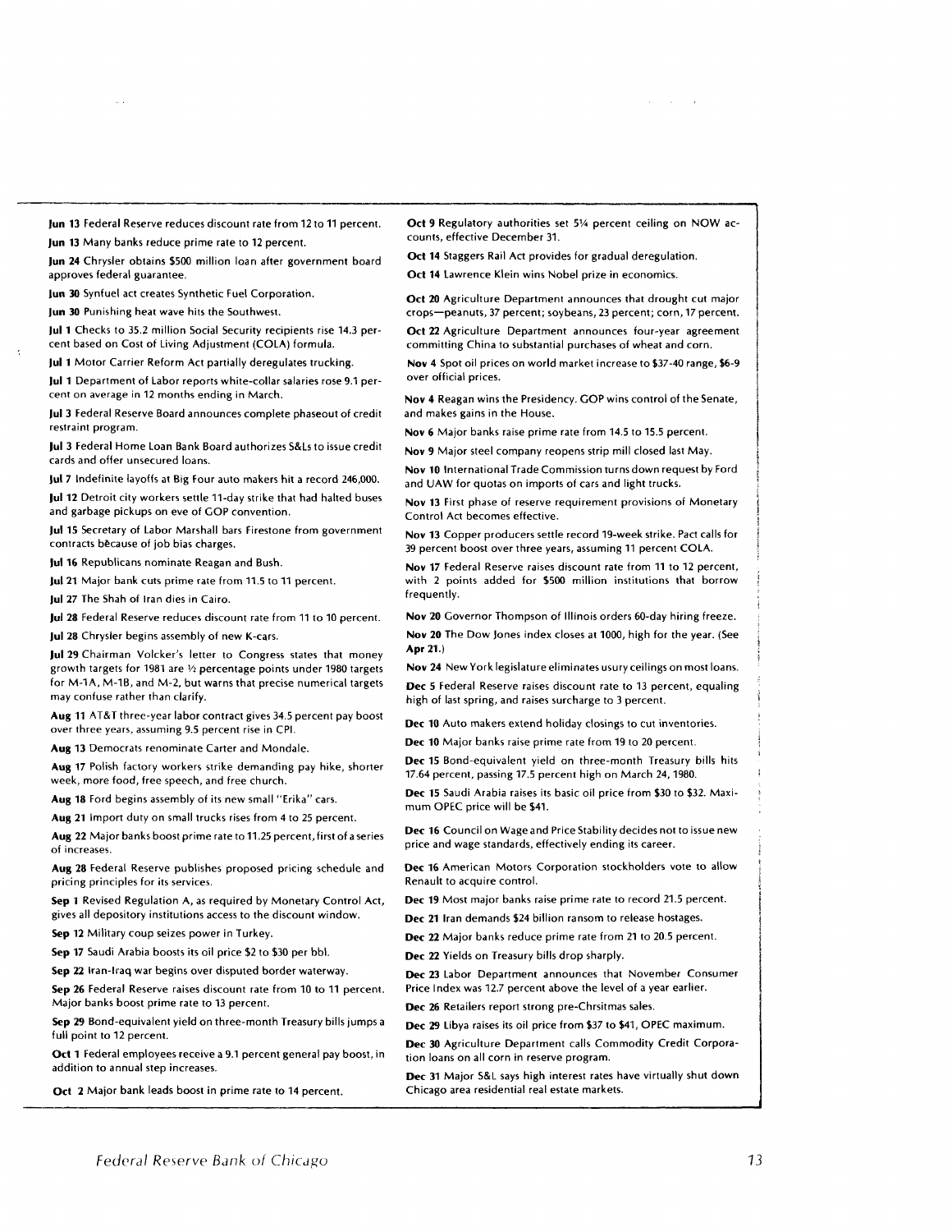**Jun 13** Federal Reserve reduces discount rate from 12 to 11 percent.

**Jun 13** Many banks reduce prime rate to 12 percent.

**Jun 24** Chrysler obtains $500 million loan after government board approves federal guarantee.

**Jun 30** Synfuel act creates Synthetic Fuel Corporation.

**Jun 30** Punishing heat wave hits the Southwest.

**Jul 1** Checks to 35.2 million Social Security recipients rise 14.3 percent based on Cost of Living Adjustment (COLA) formula.

**Jul 1** Motor Carrier Reform Act partially deregulates trucking.

**Jul 1** Department of Labor reports white-collar salaries rose 9.1 percent on average in 12 months ending in March.

**Jul 3** Federal Reserve Board announces complete phaseout of credit restraint program.

**Jul 3** Federal Home Loan Bank Board authorizes S&Ls to issue credit cards and offer unsecured loans.

**Jul 7** Indefinite layoffs at Big Four auto makers hit a record 246,000.

**Jul 12** Detroit city workers settle 11-day strike that had halted buses and garbage pickups on eve of GOP convention.

**Jul 15** Secretary of Labor Marshall bars Firestone from government contracts because of job bias charges.

**Jul 16** Republicans nominate Reagan and Bush.

**Jul 21** Major bank cuts prime rate from 11.5 to 11 percent.

**Jul 27** The Shah of Iran dies in Cairo.

**Jul 28** Federal Reserve reduces discount rate from 11 to 10 percent.

**Jul 28** Chrysler begins assembly of new K-cars.

**Jul 29** Chairman Volcker's letter to Congress states that money growth targets for 1981 are ½ percentage points under 1980 targets for M-1A, M-1B, and M-2, but warns that precise numerical targets may confuse rather than clarify.

**Aug 11** AT&T three-year labor contract gives 34.5 percent pay boost over three years, assuming 9.5 percent rise in CPI.

**Aug 13** Democrats renominate Carter and Mondale.

**Aug 17** Polish factory workers strike demanding pay hike, shorter week, more food, free speech, and free church.

**Aug 18** Ford begins assembly of its new small "Erika" cars.

**Aug 21** Import duty on small trucks rises from 4 to 25 percent.

**Aug 22** Major banks boost prime rate to 11.25 percent, first of a series of increases.

**Aug 28** Federal Reserve publishes proposed pricing schedule and pricing principles for its services.

**Sep 1** Revised Regulation A, as required by Monetary Control Act, gives all depository institutions access to the discount window.

**Sep 12** Military coup seizes power in Turkey.

**Sep 17** Saudi Arabia boosts its oil price $2 to $30 per bbl.

**Sep 22** Iran-Iraq war begins over disputed border waterway.

**Sep 26** Federal Reserve raises discount rate from 10 to 11 percent. Major banks boost prime rate to 13 percent.

**Sep 29** Bond-equivalent yield on three-month Treasury bills jumps a full point to 12 percent.

**Oct 1** Federal employees receive a 9.1 percent general pay boost, in addition to annual step increases.

**Oct 2** Major bank leads boost in prime rate to 14 percent.

**Oct 9** Regulatory authorities set 5¼ percent ceiling on NOW accounts, effective December 31.

**Oct 14** Staggers Rail Act provides for gradual deregulation.

**Oct 14** Lawrence Klein wins Nobel prize in economics.

**Oct 20** Agriculture Department announces that drought cut major crops—peanuts, 37 percent; soybeans, 23 percent; corn, 17 percent.

**Oct 22** Agriculture Department announces four-year agreement committing China to substantial purchases of wheat and corn.

**Nov 4** Spot oil prices on world market increase to $37-40 range, $6-9 over official prices.

**Nov 4** Reagan wins the Presidency. GOP wins control of the Senate, and makes gains in the House.

**Nov 6** Major banks raise prime rate from 14.5 to 15.5 percent.

**Nov 9** Major steel company reopens strip mill closed last May.

**Nov 10** International Trade Commission turns down request by Ford and UAW for quotas on imports of cars and light trucks.

**Nov 13** First phase of reserve requirement provisions of Monetary Control Act becomes effective.

**Nov 13** Copper producers settle record 19-week strike. Pact calls for 39 percent boost over three years, assuming 11 percent COLA.

**Nov 17** Federal Reserve raises discount rate from 11 to 12 percent, with 2 points added for $500 million institutions that borrow frequently.

**Nov 20** Governor Thompson of Illinois orders 60-day hiring freeze.

**Nov 20** The Dow Jones index closes at 1000, high for the year. (See **Apr 21**.)

**Nov 24** New York legislature eliminates usury ceilings on most loans.

**Dec 5** Federal Reserve raises discount rate to 13 percent, equaling high of last spring, and raises surcharge to 3 percent.

**Dec 10** Auto makers extend holiday closings to cut inventories.

**Dec 10** Major banks raise prime rate from 19 to 20 percent.

**Dec 15** Bond-equivalent yield on three-month Treasury bills hits 17.64 percent, passing 17.5 percent high on March 24, 1980.

**Dec 15** Saudi Arabia raises its basic oil price from $30 to $32. Maximum OPEC price will be $41.

**Dec 16** Council on Wage and Price Stability decides not to issue new price and wage standards, effectively ending its career.

**Dec 16** American Motors Corporation stockholders vote to allow Renault to acquire control.

**Dec 19** Most major banks raise prime rate to record 21.5 percent.

**Dec 21** Iran demands $24 billion ransom to release hostages.

**Dec 22** Major banks reduce prime rate from 21 to 20.5 percent.

**Dec 22** Yields on Treasury bills drop sharply.

**Dec 23** Labor Department announces that November Consumer Price Index was 12.7 percent above the level of a year earlier.

**Dec 26** Retailers report strong pre-Chrsitmas sales.

**Dec 29** Libya raises its oil price from $37 to $41, OPEC maximum.

**Dec 30** Agriculture Department calls Commodity Credit Corporation loans on all corn in reserve program.

**Dec 31** Major S&L says high interest rates have virtually shut down Chicago area residential real estate markets.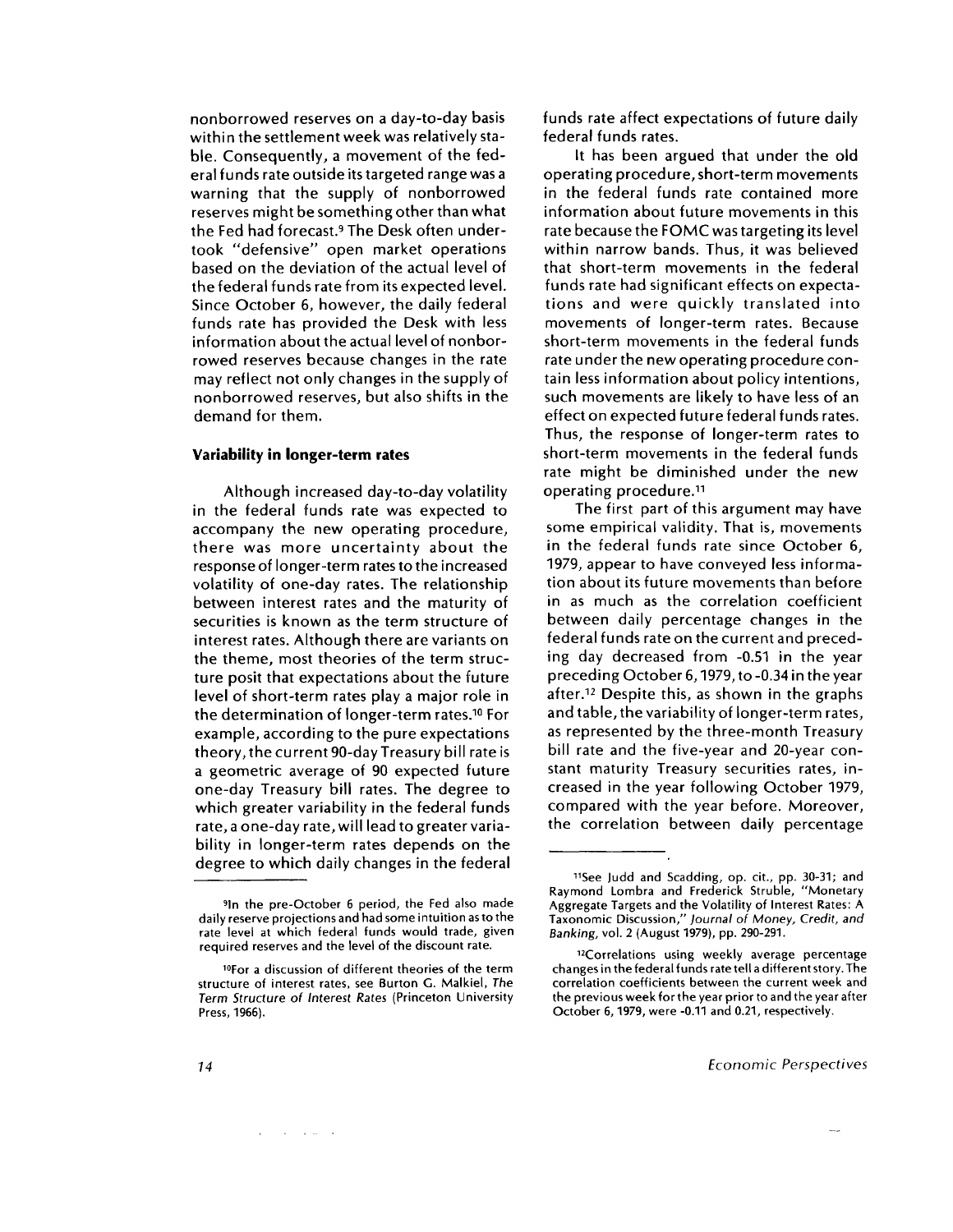nonborrowed reserves on a day-to-day basis within the settlement week was relatively stable. Consequently, a movement of the federal funds rate outside its targeted range was a warning that the supply of nonborrowed reserves might be something other than what the Fed had forecast.[9] The Desk often undertook "defensive" open market operations based on the deviation of the actual level of the federal funds rate from its expected level. Since October 6, however, the daily federal funds rate has provided the Desk with less information about the actual level of nonborrowed reserves because changes in the rate may reflect not only changes in the supply of nonborrowed reserves, but also shifts in the demand for them.

### Variability in longer-term rates

Although increased day-to-day volatility in the federal funds rate was expected to accompany the new operating procedure, there was more uncertainty about the response of longer-term rates to the increased volatility of one-day rates. The relationship between interest rates and the maturity of securities is known as the term structure of interest rates. Although there are variants on the theme, most theories of the term structure posit that expectations about the future level of short-term rates play a major role in the determination of longer-term rates.[10] For example, according to the pure expectations theory, the current 90-day Treasury bill rate is a geometric average of 90 expected future one-day Treasury bill rates. The degree to which greater variability in the federal funds rate, a one-day rate, will lead to greater variability in longer-term rates depends on the degree to which daily changes in the federal funds rate affect expectations of future daily federal funds rates.

It has been argued that under the old operating procedure, short-term movements in the federal funds rate contained more information about future movements in this rate because the FOMC was targeting its level within narrow bands. Thus, it was believed that short-term movements in the federal funds rate had significant effects on expectations and were quickly translated into movements of longer-term rates. Because short-term movements in the federal funds rate under the new operating procedure contain less information about policy intentions, such movements are likely to have less of an effect on expected future federal funds rates. Thus, the response of longer-term rates to short-term movements in the federal funds rate might be diminished under the new operating procedure.[11]

The first part of this argument may have some empirical validity. That is, movements in the federal funds rate since October 6, 1979, appear to have conveyed less information about its future movements than before in as much as the correlation coefficient between daily percentage changes in the federal funds rate on the current and preceding day decreased from -0.51 in the year preceding October 6, 1979, to -0.34 in the year after.[12] Despite this, as shown in the graphs and table, the variability of longer-term rates, as represented by the three-month Treasury bill rate and the five-year and 20-year constant maturity Treasury securities rates, increased in the year following October 1979, compared with the year before. Moreover, the correlation between daily percentage

---

[9]In the pre-October 6 period, the Fed also made daily reserve projections and had some intuition as to the rate level at which federal funds would trade, given required reserves and the level of the discount rate.

[10]For a discussion of different theories of the term structure of interest rates, see Burton G. Malkiel, *The Term Structure of Interest Rates* (Princeton University Press, 1966).

[11]See Judd and Scadding, op. cit., pp. 30-31; and Raymond Lombra and Frederick Struble, "Monetary Aggregate Targets and the Volatility of Interest Rates: A Taxonomic Discussion," *Journal of Money, Credit, and Banking*, vol. 2 (August 1979), pp. 290-291.

[12]Correlations using weekly average percentage changes in the federal funds rate tell a different story. The correlation coefficients between the current week and the previous week for the year prior to and the year after October 6, 1979, were -0.11 and 0.21, respectively.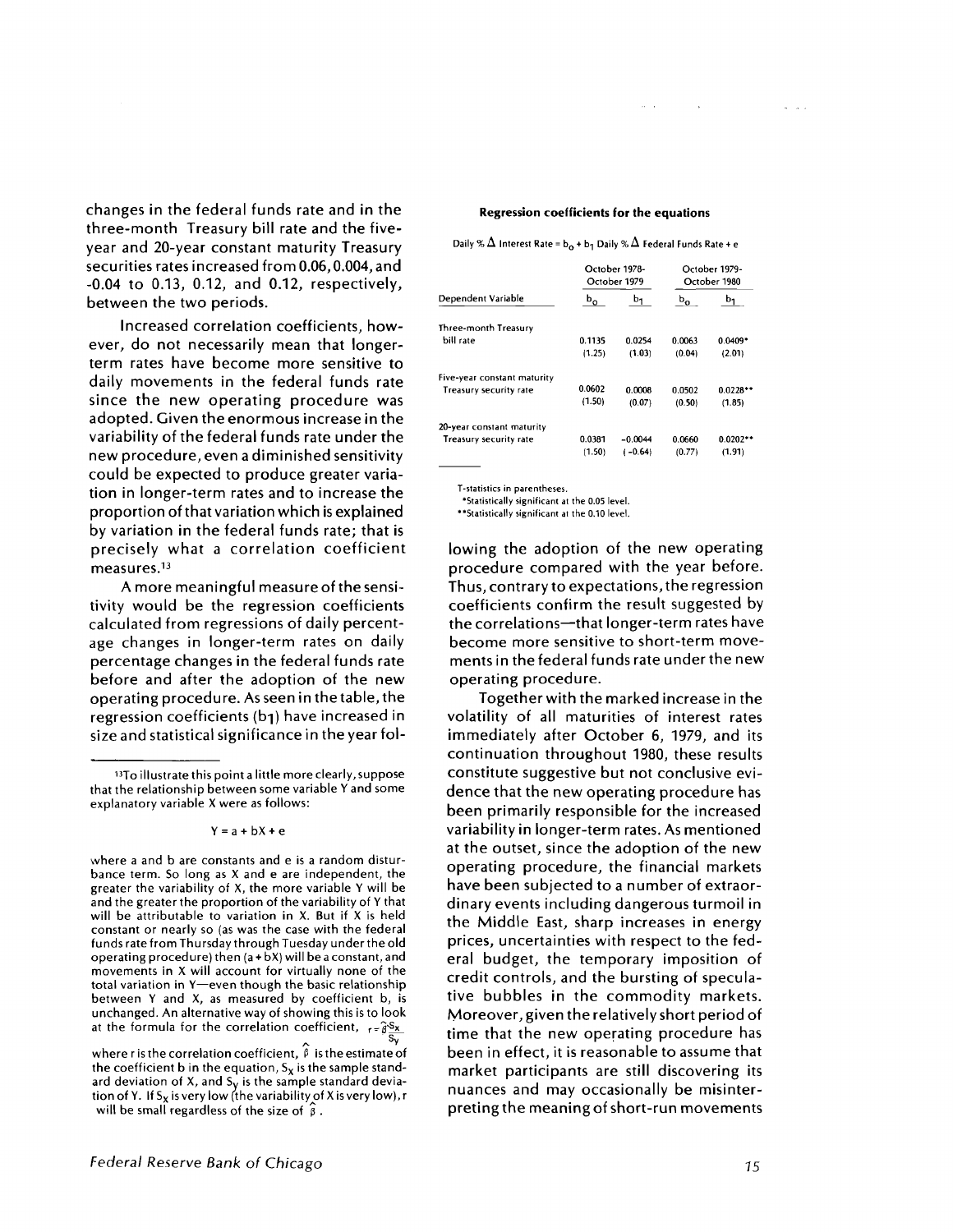changes in the federal funds rate and in the three-month Treasury bill rate and the five-year and 20-year constant maturity Treasury securities rates increased from 0.06, 0.004, and -0.04 to 0.13, 0.12, and 0.12, respectively, between the two periods.

Increased correlation coefficients, however, do not necessarily mean that longer-term rates have become more sensitive to daily movements in the federal funds rate since the new operating procedure was adopted. Given the enormous increase in the variability of the federal funds rate under the new procedure, even a diminished sensitivity could be expected to produce greater variation in longer-term rates and to increase the proportion of that variation which is explained by variation in the federal funds rate; that is precisely what a correlation coefficient measures.[13]

A more meaningful measure of the sensitivity would be the regression coefficients calculated from regressions of daily percentage changes in longer-term rates on daily percentage changes in the federal funds rate before and after the adoption of the new operating procedure. As seen in the table, the regression coefficients ($b_1$) have increased in size and statistical significance in the year following the adoption of the new operating procedure compared with the year before. Thus, contrary to expectations, the regression coefficients confirm the result suggested by the correlations—that longer-term rates have become more sensitive to short-term movements in the federal funds rate under the new operating procedure.

**Regression coefficients for the equations**

Daily % $\Delta$ Interest Rate = $b_0$ + $b_1$ Daily % $\Delta$ Federal Funds Rate + e

| | October 1978-October 1979 | | October 1979-October 1980 | |
|---|---|---|---|---|
| Dependent Variable | $b_0$ | $b_1$ | $b_0$ | $b_1$ |
| Three-month Treasury bill rate | 0.1135 | 0.0254 | 0.0063 | 0.0409* |
| | (1.25) | (1.03) | (0.04) | (2.01) |
| Five-year constant maturity Treasury security rate | 0.0602 | 0.0008 | 0.0502 | 0.0228** |
| | (1.50) | (0.07) | (0.50) | (1.85) |
| 20-year constant maturity Treasury security rate | 0.0381 | -0.0044 | 0.0660 | 0.0202** |
| | (1.50) | (-0.64) | (0.77) | (1.91) |

T-statistics in parentheses.
*Statistically significant at the 0.05 level.
**Statistically significant at the 0.10 level.

Together with the marked increase in the volatility of all maturities of interest rates immediately after October 6, 1979, and its continuation throughout 1980, these results constitute suggestive but not conclusive evidence that the new operating procedure has been primarily responsible for the increased variability in longer-term rates. As mentioned at the outset, since the adoption of the new operating procedure, the financial markets have been subjected to a number of extraordinary events including dangerous turmoil in the Middle East, sharp increases in energy prices, uncertainties with respect to the federal budget, the temporary imposition of credit controls, and the bursting of speculative bubbles in the commodity markets. Moreover, given the relatively short period of time that the new operating procedure has been in effect, it is reasonable to assume that market participants are still discovering its nuances and may occasionally be misinterpreting the meaning of short-run movements

---

[13] To illustrate this point a little more clearly, suppose that the relationship between some variable Y and some explanatory variable X were as follows:

$$Y = a + bX + e$$

where a and b are constants and e is a random disturbance term. So long as X and e are independent, the greater the variability of X, the more variable Y will be and the greater the proportion of the variability of Y that will be attributable to variation in X. But if X is held constant or nearly so (as was the case with the federal funds rate from Thursday through Tuesday under the old operating procedure) then (a + bX) will be a constant, and movements in X will account for virtually none of the total variation in Y—even though the basic relationship between Y and X, as measured by coefficient b, is unchanged. An alternative way of showing this is to look at the formula for the correlation coefficient, $r = \hat{\beta}\frac{S_x}{S_y}$ where r is the correlation coefficient, $\hat{\beta}$ is the estimate of the coefficient b in the equation, $S_x$ is the sample standard deviation of X, and $S_y$ is the sample standard deviation of Y. If $S_x$ is very low (the variability of X is very low), r will be small regardless of the size of $\hat{\beta}$.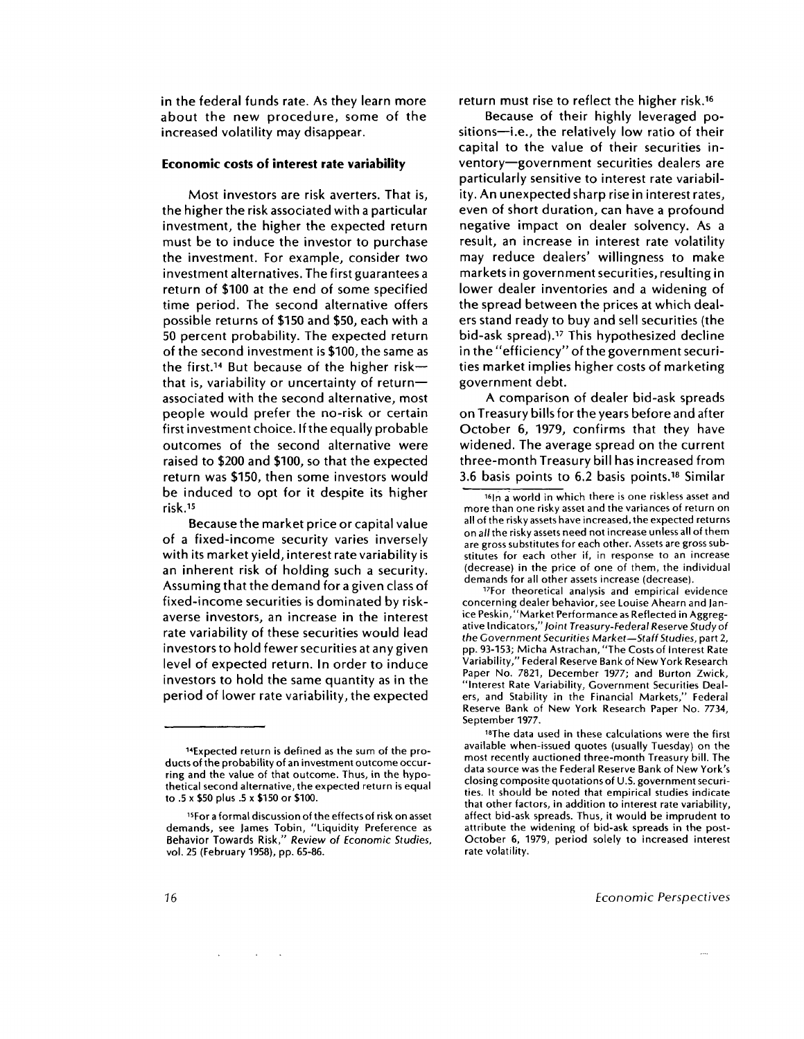in the federal funds rate. As they learn more about the new procedure, some of the increased volatility may disappear.

### Economic costs of interest rate variability

Most investors are risk averters. That is, the higher the risk associated with a particular investment, the higher the expected return must be to induce the investor to purchase the investment. For example, consider two investment alternatives. The first guarantees a return of $100 at the end of some specified time period. The second alternative offers possible returns of $150 and $50, each with a 50 percent probability. The expected return of the second investment is $100, the same as the first.[14] But because of the higher risk—that is, variability or uncertainty of return—associated with the second alternative, most people would prefer the no-risk or certain first investment choice. If the equally probable outcomes of the second alternative were raised to $200 and $100, so that the expected return was $150, then some investors would be induced to opt for it despite its higher risk.[15]

Because the market price or capital value of a fixed-income security varies inversely with its market yield, interest rate variability is an inherent risk of holding such a security. Assuming that the demand for a given class of fixed-income securities is dominated by risk-averse investors, an increase in the interest rate variability of these securities would lead investors to hold fewer securities at any given level of expected return. In order to induce investors to hold the same quantity as in the period of lower rate variability, the expected return must rise to reflect the higher risk.[16]

Because of their highly leveraged positions—i.e., the relatively low ratio of their capital to the value of their securities inventory—government securities dealers are particularly sensitive to interest rate variability. An unexpected sharp rise in interest rates, even of short duration, can have a profound negative impact on dealer solvency. As a result, an increase in interest rate volatility may reduce dealers' willingness to make markets in government securities, resulting in lower dealer inventories and a widening of the spread between the prices at which dealers stand ready to buy and sell securities (the bid-ask spread).[17] This hypothesized decline in the "efficiency" of the government securities market implies higher costs of marketing government debt.

A comparison of dealer bid-ask spreads on Treasury bills for the years before and after October 6, 1979, confirms that they have widened. The average spread on the current three-month Treasury bill has increased from 3.6 basis points to 6.2 basis points.[18] Similar

---

[14] Expected return is defined as the sum of the products of the probability of an investment outcome occurring and the value of that outcome. Thus, in the hypothetical second alternative, the expected return is equal to .5 x $50 plus .5 x $150 or $100.

[15] For a formal discussion of the effects of risk on asset demands, see James Tobin, "Liquidity Preference as Behavior Towards Risk," *Review of Economic Studies*, vol. 25 (February 1958), pp. 65-86.

[16] In a world in which there is one riskless asset and more than one risky asset and the variances of return on all of the risky assets have increased, the expected returns on *all* the risky assets need not increase unless all of them are gross substitutes for each other. Assets are gross substitutes for each other if, in response to an increase (decrease) in the price of one of them, the individual demands for all other assets increase (decrease).

[17] For theoretical analysis and empirical evidence concerning dealer behavior, see Louise Ahearn and Janice Peskin, "Market Performance as Reflected in Aggregative Indicators," *Joint Treasury-Federal Reserve Study of the Government Securities Market—Staff Studies*, part 2, pp. 93-153; Micha Astrachan, "The Costs of Interest Rate Variability," Federal Reserve Bank of New York Research Paper No. 7821, December 1977; and Burton Zwick, "Interest Rate Variability, Government Securities Dealers, and Stability in the Financial Markets," Federal Reserve Bank of New York Research Paper No. 7734, September 1977.

[18] The data used in these calculations were the first available when-issued quotes (usually Tuesday) on the most recently auctioned three-month Treasury bill. The data source was the Federal Reserve Bank of New York's closing composite quotations of U.S. government securities. It should be noted that empirical studies indicate that other factors, in addition to interest rate variability, affect bid-ask spreads. Thus, it would be imprudent to attribute the widening of bid-ask spreads in the post-October 6, 1979, period solely to increased interest rate volatility.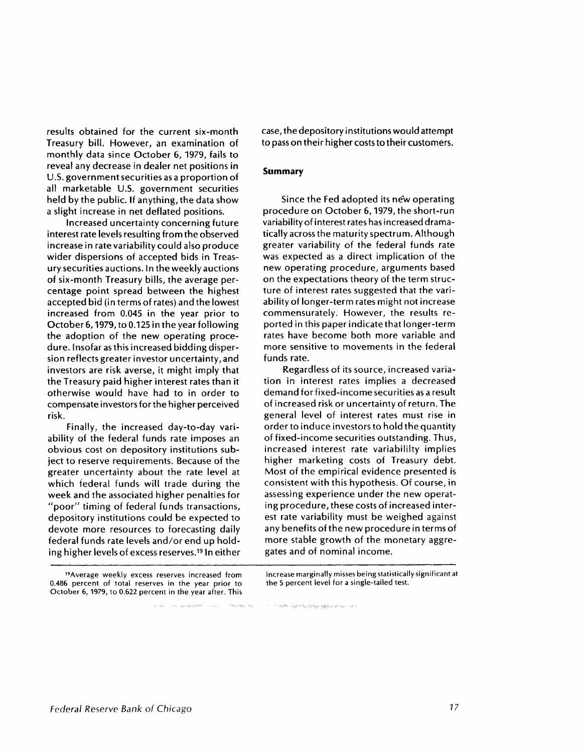results obtained for the current six-month Treasury bill. However, an examination of monthly data since October 6, 1979, fails to reveal any decrease in dealer net positions in U.S. government securities as a proportion of all marketable U.S. government securities held by the public. If anything, the data show a slight increase in net deflated positions.

Increased uncertainty concerning future interest rate levels resulting from the observed increase in rate variability could also produce wider dispersions of accepted bids in Treasury securities auctions. In the weekly auctions of six-month Treasury bills, the average percentage point spread between the highest accepted bid (in terms of rates) and the lowest increased from 0.045 in the year prior to October 6, 1979, to 0.125 in the year following the adoption of the new operating procedure. Insofar as this increased bidding dispersion reflects greater investor uncertainty, and investors are risk averse, it might imply that the Treasury paid higher interest rates than it otherwise would have had to in order to compensate investors for the higher perceived risk.

Finally, the increased day-to-day variability of the federal funds rate imposes an obvious cost on depository institutions subject to reserve requirements. Because of the greater uncertainty about the rate level at which federal funds will trade during the week and the associated higher penalties for "poor" timing of federal funds transactions, depository institutions could be expected to devote more resources to forecasting daily federal funds rate levels and/or end up holding higher levels of excess reserves.[19] In either case, the depository institutions would attempt to pass on their higher costs to their customers.

## Summary

Since the Fed adopted its new operating procedure on October 6, 1979, the short-run variability of interest rates has increased dramatically across the maturity spectrum. Although greater variability of the federal funds rate was expected as a direct implication of the new operating procedure, arguments based on the expectations theory of the term structure of interest rates suggested that the variability of longer-term rates might not increase commensurately. However, the results reported in this paper indicate that longer-term rates have become both more variable and more sensitive to movements in the federal funds rate.

Regardless of its source, increased variation in interest rates implies a decreased demand for fixed-income securities as a result of increased risk or uncertainty of return. The general level of interest rates must rise in order to induce investors to hold the quantity of fixed-income securities outstanding. Thus, increased interest rate variabililty implies higher marketing costs of Treasury debt. Most of the empirical evidence presented is consistent with this hypothesis. Of course, in assessing experience under the new operating procedure, these costs of increased interest rate variability must be weighed against any benefits of the new procedure in terms of more stable growth of the monetary aggregates and of nominal income.

---

[19] Average weekly excess reserves increased from 0.486 percent of total reserves in the year prior to October 6, 1979, to 0.622 percent in the year after. This increase marginally misses being statistically significant at the 5 percent level for a single-tailed test.